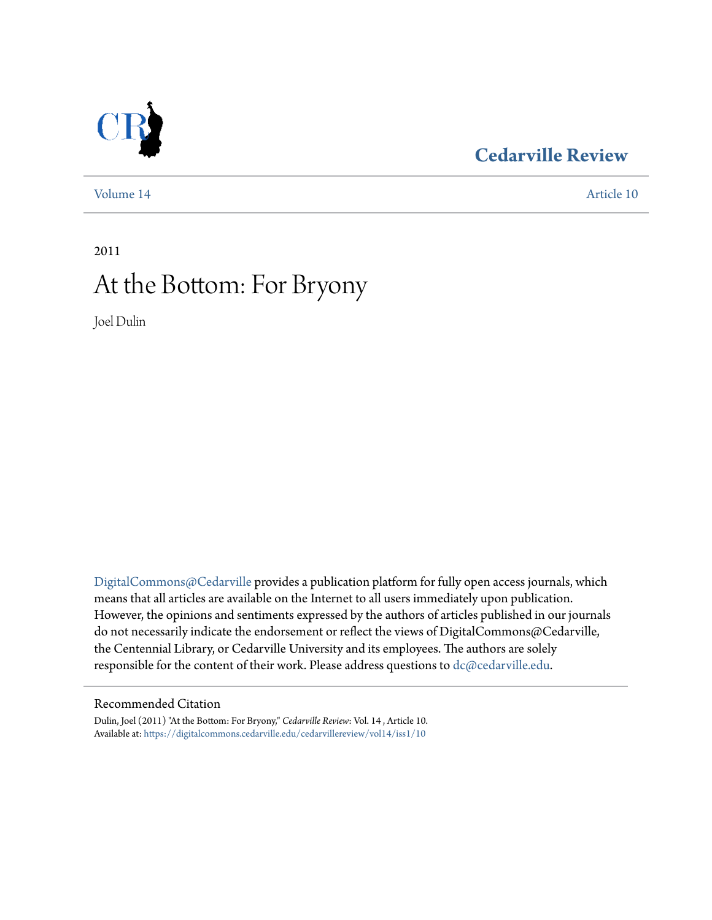Cedarville Review

Volume 14 | Article 10

2011

# At the Bottom: For Bryony

Joel Dulin

DigitalCommons@Cedarville provides a publication platform for fully open access journals, which means that all articles are available on the Internet to all users immediately upon publication. However, the opinions and sentiments expressed by the authors of articles published in our journals do not necessarily indicate the endorsement or reflect the views of DigitalCommons@Cedarville, the Centennial Library, or Cedarville University and its employees. The authors are solely responsible for the content of their work. Please address questions to dc@cedarville.edu.

## Recommended Citation

Dulin, Joel (2011) "At the Bottom: For Bryony," *Cedarville Review*: Vol. 14 , Article 10.
Available at: https://digitalcommons.cedarville.edu/cedarvillereview/vol14/iss1/10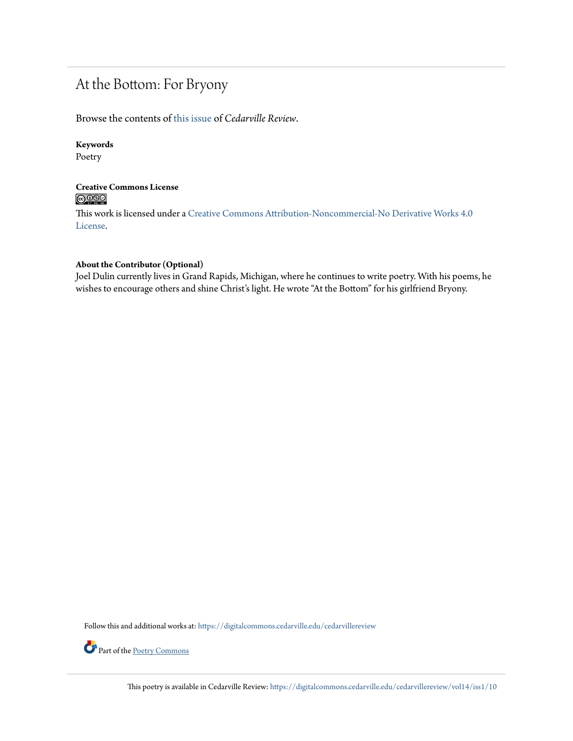# At the Bottom: For Bryony

Browse the contents of this issue of *Cedarville Review*.

**Keywords**
Poetry

**Creative Commons License**

This work is licensed under a Creative Commons Attribution-Noncommercial-No Derivative Works 4.0 License.

**About the Contributor (Optional)**
Joel Dulin currently lives in Grand Rapids, Michigan, where he continues to write poetry. With his poems, he wishes to encourage others and shine Christ's light. He wrote "At the Bottom" for his girlfriend Bryony.

Follow this and additional works at: https://digitalcommons.cedarville.edu/cedarvillereview

Part of the Poetry Commons

This poetry is available in Cedarville Review: https://digitalcommons.cedarville.edu/cedarvillereview/vol14/iss1/10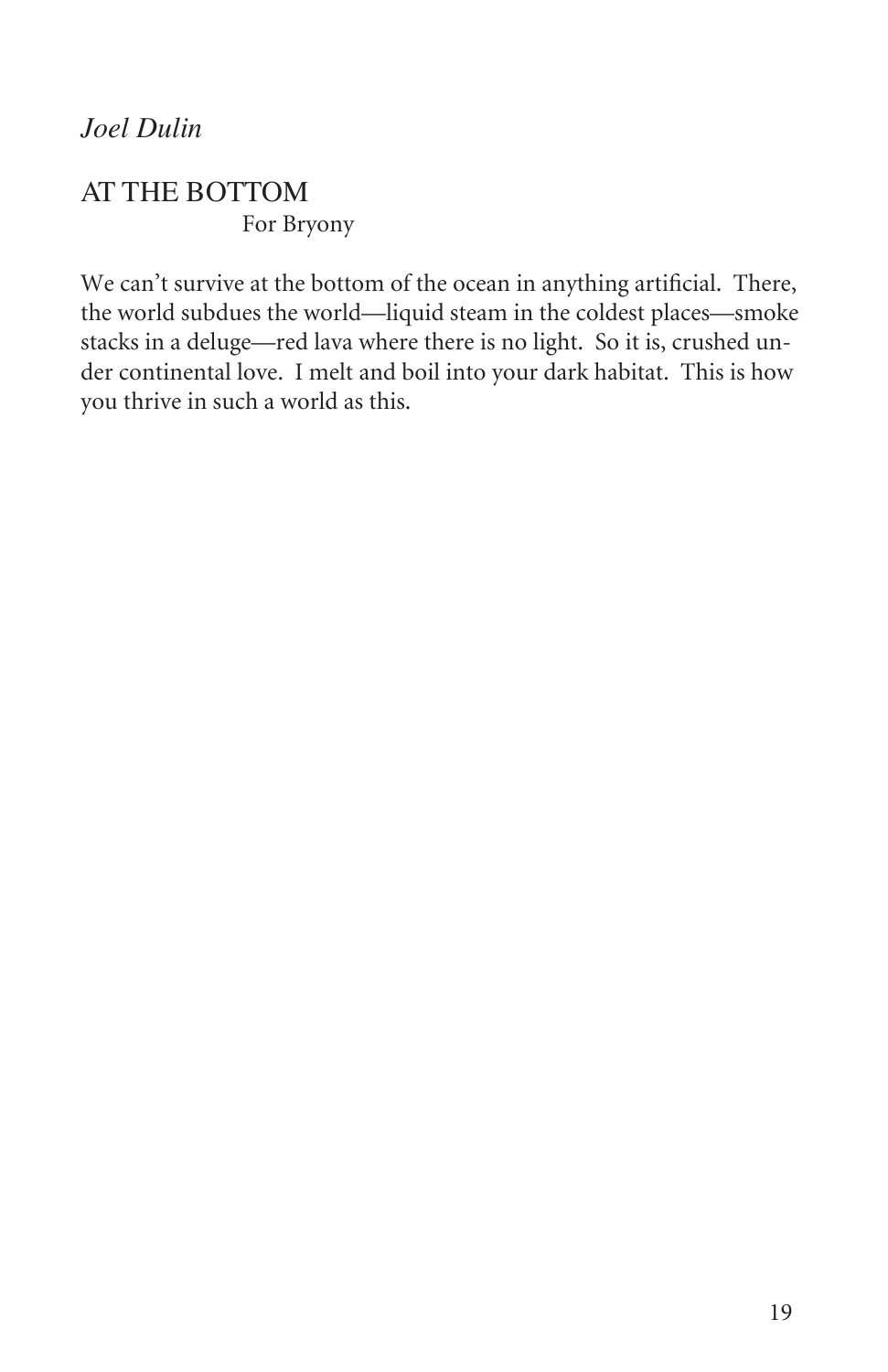*Joel Dulin*

## AT THE BOTTOM

For Bryony

We can't survive at the bottom of the ocean in anything artificial. There, the world subdues the world—liquid steam in the coldest places—smoke stacks in a deluge—red lava where there is no light. So it is, crushed under continental love. I melt and boil into your dark habitat. This is how you thrive in such a world as this.